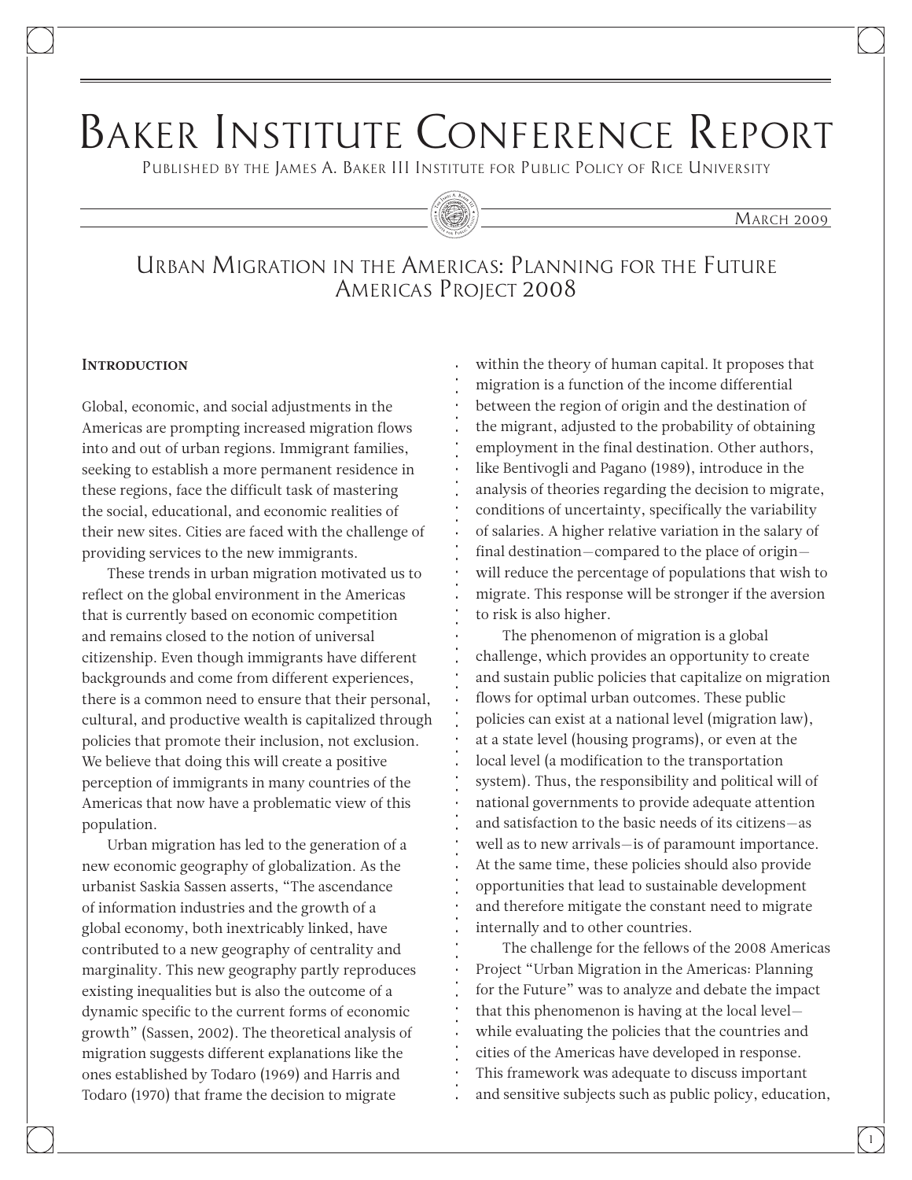# Baker Institute Conference Report

Published by the James A. Baker III Institute for Public Policy of Rice University

March 2009

## Urban Migration in the Americas: Planning for the Future
## Americas Project 2008

### Introduction

Global, economic, and social adjustments in the Americas are prompting increased migration flows into and out of urban regions. Immigrant families, seeking to establish a more permanent residence in these regions, face the difficult task of mastering the social, educational, and economic realities of their new sites. Cities are faced with the challenge of providing services to the new immigrants.

These trends in urban migration motivated us to reflect on the global environment in the Americas that is currently based on economic competition and remains closed to the notion of universal citizenship. Even though immigrants have different backgrounds and come from different experiences, there is a common need to ensure that their personal, cultural, and productive wealth is capitalized through policies that promote their inclusion, not exclusion. We believe that doing this will create a positive perception of immigrants in many countries of the Americas that now have a problematic view of this population.

Urban migration has led to the generation of a new economic geography of globalization. As the urbanist Saskia Sassen asserts, "The ascendance of information industries and the growth of a global economy, both inextricably linked, have contributed to a new geography of centrality and marginality. This new geography partly reproduces existing inequalities but is also the outcome of a dynamic specific to the current forms of economic growth" (Sassen, 2002). The theoretical analysis of migration suggests different explanations like the ones established by Todaro (1969) and Harris and Todaro (1970) that frame the decision to migrate within the theory of human capital. It proposes that migration is a function of the income differential between the region of origin and the destination of the migrant, adjusted to the probability of obtaining employment in the final destination. Other authors, like Bentivogli and Pagano (1989), introduce in the analysis of theories regarding the decision to migrate, conditions of uncertainty, specifically the variability of salaries. A higher relative variation in the salary of final destination—compared to the place of origin—will reduce the percentage of populations that wish to migrate. This response will be stronger if the aversion to risk is also higher.

The phenomenon of migration is a global challenge, which provides an opportunity to create and sustain public policies that capitalize on migration flows for optimal urban outcomes. These public policies can exist at a national level (migration law), at a state level (housing programs), or even at the local level (a modification to the transportation system). Thus, the responsibility and political will of national governments to provide adequate attention and satisfaction to the basic needs of its citizens—as well as to new arrivals—is of paramount importance. At the same time, these policies should also provide opportunities that lead to sustainable development and therefore mitigate the constant need to migrate internally and to other countries.

The challenge for the fellows of the 2008 Americas Project "Urban Migration in the Americas: Planning for the Future" was to analyze and debate the impact that this phenomenon is having at the local level—while evaluating the policies that the countries and cities of the Americas have developed in response. This framework was adequate to discuss important and sensitive subjects such as public policy, education,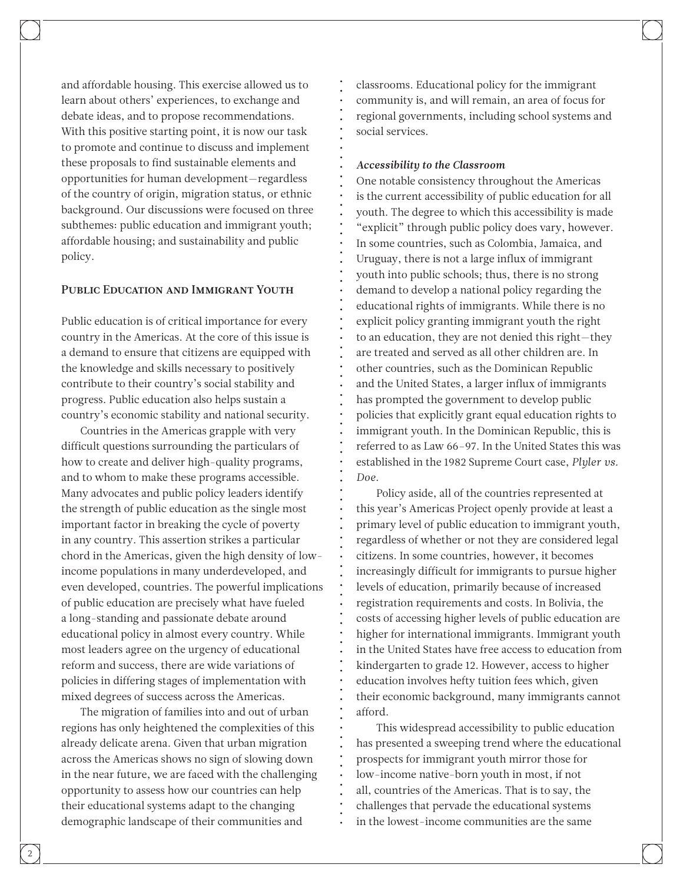and affordable housing. This exercise allowed us to learn about others' experiences, to exchange and debate ideas, and to propose recommendations. With this positive starting point, it is now our task to promote and continue to discuss and implement these proposals to find sustainable elements and opportunities for human development—regardless of the country of origin, migration status, or ethnic background. Our discussions were focused on three subthemes: public education and immigrant youth; affordable housing; and sustainability and public policy.

## Public Education and Immigrant Youth

Public education is of critical importance for every country in the Americas. At the core of this issue is a demand to ensure that citizens are equipped with the knowledge and skills necessary to positively contribute to their country's social stability and progress. Public education also helps sustain a country's economic stability and national security.

Countries in the Americas grapple with very difficult questions surrounding the particulars of how to create and deliver high-quality programs, and to whom to make these programs accessible. Many advocates and public policy leaders identify the strength of public education as the single most important factor in breaking the cycle of poverty in any country. This assertion strikes a particular chord in the Americas, given the high density of low-income populations in many underdeveloped, and even developed, countries. The powerful implications of public education are precisely what have fueled a long-standing and passionate debate around educational policy in almost every country. While most leaders agree on the urgency of educational reform and success, there are wide variations of policies in differing stages of implementation with mixed degrees of success across the Americas.

The migration of families into and out of urban regions has only heightened the complexities of this already delicate arena. Given that urban migration across the Americas shows no sign of slowing down in the near future, we are faced with the challenging opportunity to assess how our countries can help their educational systems adapt to the changing demographic landscape of their communities and classrooms. Educational policy for the immigrant community is, and will remain, an area of focus for regional governments, including school systems and social services.

### *Accessibility to the Classroom*

One notable consistency throughout the Americas is the current accessibility of public education for all youth. The degree to which this accessibility is made "explicit" through public policy does vary, however. In some countries, such as Colombia, Jamaica, and Uruguay, there is not a large influx of immigrant youth into public schools; thus, there is no strong demand to develop a national policy regarding the educational rights of immigrants. While there is no explicit policy granting immigrant youth the right to an education, they are not denied this right—they are treated and served as all other children are. In other countries, such as the Dominican Republic and the United States, a larger influx of immigrants has prompted the government to develop public policies that explicitly grant equal education rights to immigrant youth. In the Dominican Republic, this is referred to as Law 66-97. In the United States this was established in the 1982 Supreme Court case, *Plyler vs. Doe.*

Policy aside, all of the countries represented at this year's Americas Project openly provide at least a primary level of public education to immigrant youth, regardless of whether or not they are considered legal citizens. In some countries, however, it becomes increasingly difficult for immigrants to pursue higher levels of education, primarily because of increased registration requirements and costs. In Bolivia, the costs of accessing higher levels of public education are higher for international immigrants. Immigrant youth in the United States have free access to education from kindergarten to grade 12. However, access to higher education involves hefty tuition fees which, given their economic background, many immigrants cannot afford.

This widespread accessibility to public education has presented a sweeping trend where the educational prospects for immigrant youth mirror those for low-income native-born youth in most, if not all, countries of the Americas. That is to say, the challenges that pervade the educational systems in the lowest-income communities are the same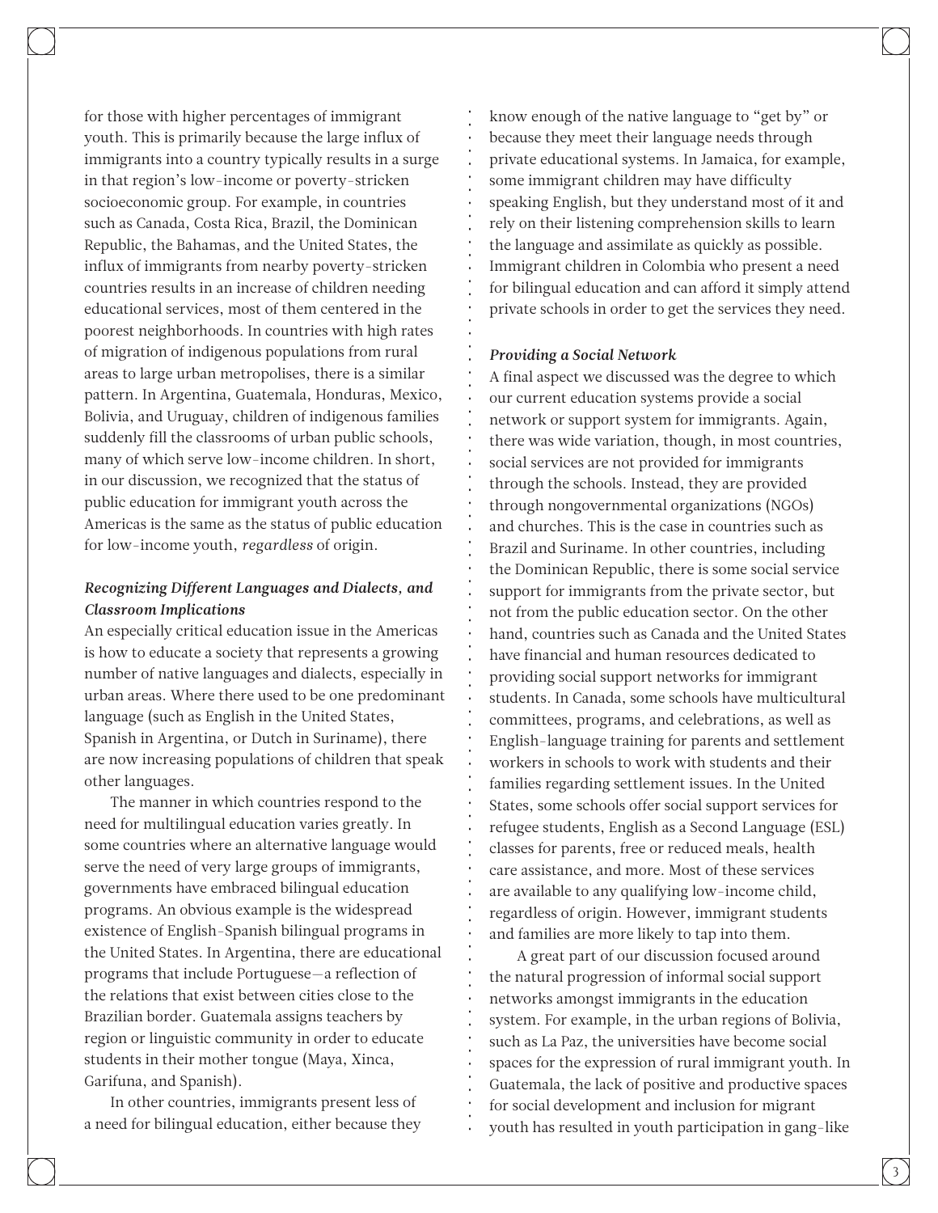for those with higher percentages of immigrant youth. This is primarily because the large influx of immigrants into a country typically results in a surge in that region's low-income or poverty-stricken socioeconomic group. For example, in countries such as Canada, Costa Rica, Brazil, the Dominican Republic, the Bahamas, and the United States, the influx of immigrants from nearby poverty-stricken countries results in an increase of children needing educational services, most of them centered in the poorest neighborhoods. In countries with high rates of migration of indigenous populations from rural areas to large urban metropolises, there is a similar pattern. In Argentina, Guatemala, Honduras, Mexico, Bolivia, and Uruguay, children of indigenous families suddenly fill the classrooms of urban public schools, many of which serve low-income children. In short, in our discussion, we recognized that the status of public education for immigrant youth across the Americas is the same as the status of public education for low-income youth, *regardless* of origin.

### *Recognizing Different Languages and Dialects, and Classroom Implications*

An especially critical education issue in the Americas is how to educate a society that represents a growing number of native languages and dialects, especially in urban areas. Where there used to be one predominant language (such as English in the United States, Spanish in Argentina, or Dutch in Suriname), there are now increasing populations of children that speak other languages.

The manner in which countries respond to the need for multilingual education varies greatly. In some countries where an alternative language would serve the need of very large groups of immigrants, governments have embraced bilingual education programs. An obvious example is the widespread existence of English-Spanish bilingual programs in the United States. In Argentina, there are educational programs that include Portuguese—a reflection of the relations that exist between cities close to the Brazilian border. Guatemala assigns teachers by region or linguistic community in order to educate students in their mother tongue (Maya, Xinca, Garifuna, and Spanish).

In other countries, immigrants present less of a need for bilingual education, either because they know enough of the native language to "get by" or because they meet their language needs through private educational systems. In Jamaica, for example, some immigrant children may have difficulty speaking English, but they understand most of it and rely on their listening comprehension skills to learn the language and assimilate as quickly as possible. Immigrant children in Colombia who present a need for bilingual education and can afford it simply attend private schools in order to get the services they need.

### *Providing a Social Network*

A final aspect we discussed was the degree to which our current education systems provide a social network or support system for immigrants. Again, there was wide variation, though, in most countries, social services are not provided for immigrants through the schools. Instead, they are provided through nongovernmental organizations (NGOs) and churches. This is the case in countries such as Brazil and Suriname. In other countries, including the Dominican Republic, there is some social service support for immigrants from the private sector, but not from the public education sector. On the other hand, countries such as Canada and the United States have financial and human resources dedicated to providing social support networks for immigrant students. In Canada, some schools have multicultural committees, programs, and celebrations, as well as English-language training for parents and settlement workers in schools to work with students and their families regarding settlement issues. In the United States, some schools offer social support services for refugee students, English as a Second Language (ESL) classes for parents, free or reduced meals, health care assistance, and more. Most of these services are available to any qualifying low-income child, regardless of origin. However, immigrant students and families are more likely to tap into them.

A great part of our discussion focused around the natural progression of informal social support networks amongst immigrants in the education system. For example, in the urban regions of Bolivia, such as La Paz, the universities have become social spaces for the expression of rural immigrant youth. In Guatemala, the lack of positive and productive spaces for social development and inclusion for migrant youth has resulted in youth participation in gang-like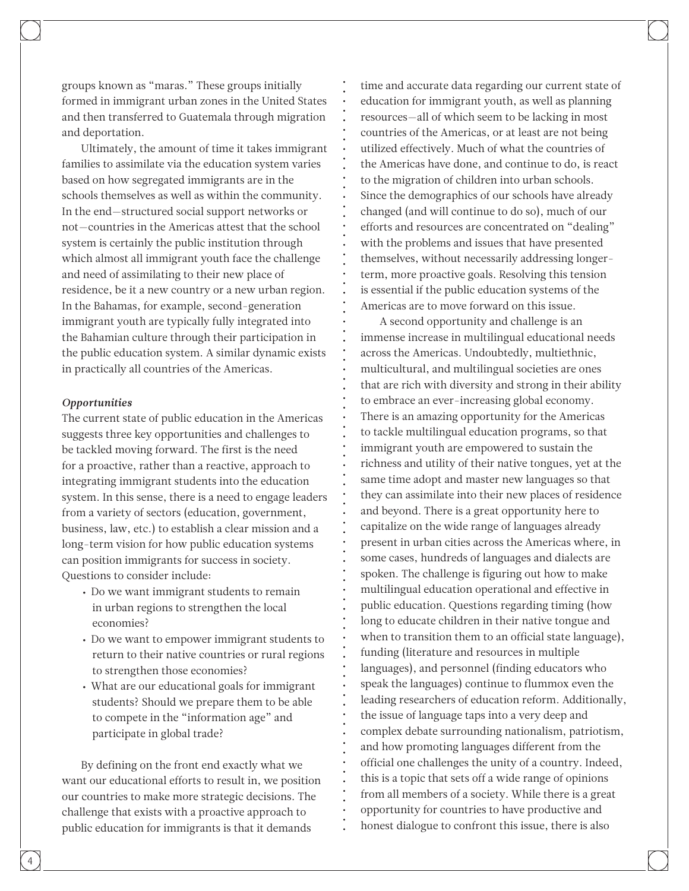groups known as "maras." These groups initially formed in immigrant urban zones in the United States and then transferred to Guatemala through migration and deportation.

Ultimately, the amount of time it takes immigrant families to assimilate via the education system varies based on how segregated immigrants are in the schools themselves as well as within the community. In the end—structured social support networks or not—countries in the Americas attest that the school system is certainly the public institution through which almost all immigrant youth face the challenge and need of assimilating to their new place of residence, be it a new country or a new urban region. In the Bahamas, for example, second-generation immigrant youth are typically fully integrated into the Bahamian culture through their participation in the public education system. A similar dynamic exists in practically all countries of the Americas.

### *Opportunities*

The current state of public education in the Americas suggests three key opportunities and challenges to be tackled moving forward. The first is the need for a proactive, rather than a reactive, approach to integrating immigrant students into the education system. In this sense, there is a need to engage leaders from a variety of sectors (education, government, business, law, etc.) to establish a clear mission and a long-term vision for how public education systems can position immigrants for success in society. Questions to consider include:

- Do we want immigrant students to remain in urban regions to strengthen the local economies?
- Do we want to empower immigrant students to return to their native countries or rural regions to strengthen those economies?
- What are our educational goals for immigrant students? Should we prepare them to be able to compete in the "information age" and participate in global trade?

By defining on the front end exactly what we want our educational efforts to result in, we position our countries to make more strategic decisions. The challenge that exists with a proactive approach to public education for immigrants is that it demands time and accurate data regarding our current state of education for immigrant youth, as well as planning resources—all of which seem to be lacking in most countries of the Americas, or at least are not being utilized effectively. Much of what the countries of the Americas have done, and continue to do, is react to the migration of children into urban schools. Since the demographics of our schools have already changed (and will continue to do so), much of our efforts and resources are concentrated on "dealing" with the problems and issues that have presented themselves, without necessarily addressing longer-term, more proactive goals. Resolving this tension is essential if the public education systems of the Americas are to move forward on this issue.

A second opportunity and challenge is an immense increase in multilingual educational needs across the Americas. Undoubtedly, multiethnic, multicultural, and multilingual societies are ones that are rich with diversity and strong in their ability to embrace an ever-increasing global economy. There is an amazing opportunity for the Americas to tackle multilingual education programs, so that immigrant youth are empowered to sustain the richness and utility of their native tongues, yet at the same time adopt and master new languages so that they can assimilate into their new places of residence and beyond. There is a great opportunity here to capitalize on the wide range of languages already present in urban cities across the Americas where, in some cases, hundreds of languages and dialects are spoken. The challenge is figuring out how to make multilingual education operational and effective in public education. Questions regarding timing (how long to educate children in their native tongue and when to transition them to an official state language), funding (literature and resources in multiple languages), and personnel (finding educators who speak the languages) continue to flummox even the leading researchers of education reform. Additionally, the issue of language taps into a very deep and complex debate surrounding nationalism, patriotism, and how promoting languages different from the official one challenges the unity of a country. Indeed, this is a topic that sets off a wide range of opinions from all members of a society. While there is a great opportunity for countries to have productive and honest dialogue to confront this issue, there is also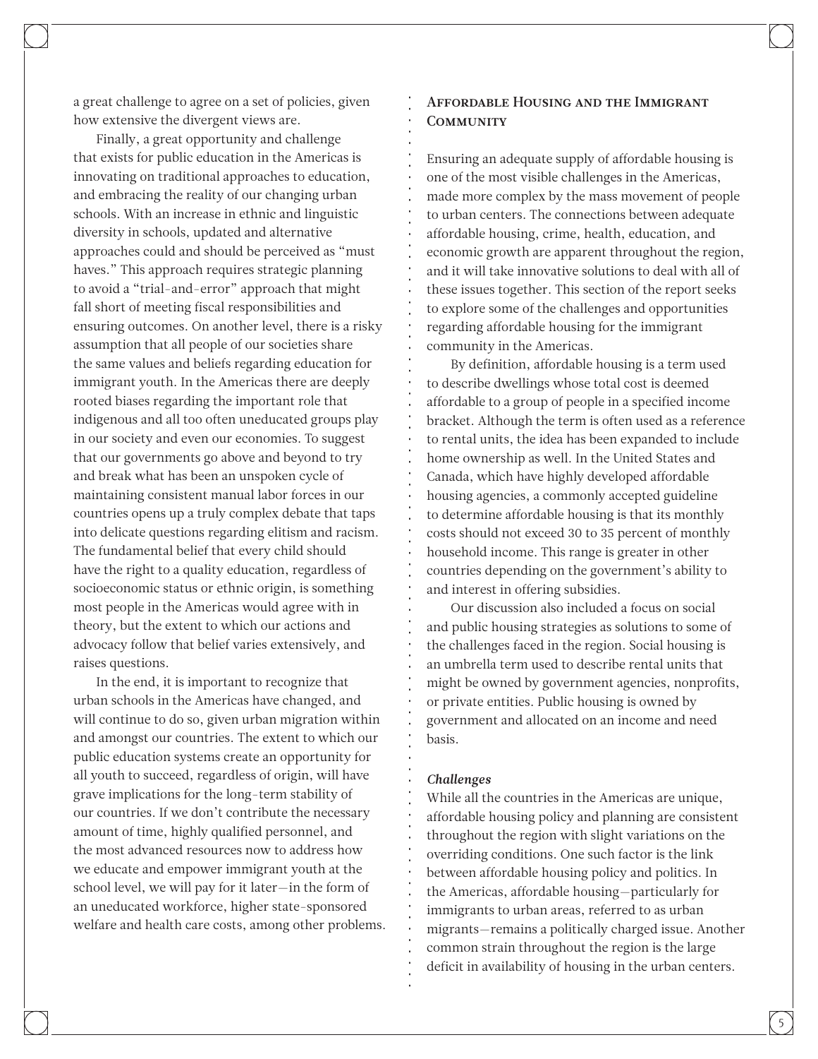a great challenge to agree on a set of policies, given how extensive the divergent views are.

Finally, a great opportunity and challenge that exists for public education in the Americas is innovating on traditional approaches to education, and embracing the reality of our changing urban schools. With an increase in ethnic and linguistic diversity in schools, updated and alternative approaches could and should be perceived as "must haves." This approach requires strategic planning to avoid a "trial-and-error" approach that might fall short of meeting fiscal responsibilities and ensuring outcomes. On another level, there is a risky assumption that all people of our societies share the same values and beliefs regarding education for immigrant youth. In the Americas there are deeply rooted biases regarding the important role that indigenous and all too often uneducated groups play in our society and even our economies. To suggest that our governments go above and beyond to try and break what has been an unspoken cycle of maintaining consistent manual labor forces in our countries opens up a truly complex debate that taps into delicate questions regarding elitism and racism. The fundamental belief that every child should have the right to a quality education, regardless of socioeconomic status or ethnic origin, is something most people in the Americas would agree with in theory, but the extent to which our actions and advocacy follow that belief varies extensively, and raises questions.

In the end, it is important to recognize that urban schools in the Americas have changed, and will continue to do so, given urban migration within and amongst our countries. The extent to which our public education systems create an opportunity for all youth to succeed, regardless of origin, will have grave implications for the long-term stability of our countries. If we don't contribute the necessary amount of time, highly qualified personnel, and the most advanced resources now to address how we educate and empower immigrant youth at the school level, we will pay for it later—in the form of an uneducated workforce, higher state-sponsored welfare and health care costs, among other problems.

## Affordable Housing and the Immigrant Community

Ensuring an adequate supply of affordable housing is one of the most visible challenges in the Americas, made more complex by the mass movement of people to urban centers. The connections between adequate affordable housing, crime, health, education, and economic growth are apparent throughout the region, and it will take innovative solutions to deal with all of these issues together. This section of the report seeks to explore some of the challenges and opportunities regarding affordable housing for the immigrant community in the Americas.

By definition, affordable housing is a term used to describe dwellings whose total cost is deemed affordable to a group of people in a specified income bracket. Although the term is often used as a reference to rental units, the idea has been expanded to include home ownership as well. In the United States and Canada, which have highly developed affordable housing agencies, a commonly accepted guideline to determine affordable housing is that its monthly costs should not exceed 30 to 35 percent of monthly household income. This range is greater in other countries depending on the government's ability to and interest in offering subsidies.

Our discussion also included a focus on social and public housing strategies as solutions to some of the challenges faced in the region. Social housing is an umbrella term used to describe rental units that might be owned by government agencies, nonprofits, or private entities. Public housing is owned by government and allocated on an income and need basis.

### *Challenges*

While all the countries in the Americas are unique, affordable housing policy and planning are consistent throughout the region with slight variations on the overriding conditions. One such factor is the link between affordable housing policy and politics. In the Americas, affordable housing—particularly for immigrants to urban areas, referred to as urban migrants—remains a politically charged issue. Another common strain throughout the region is the large deficit in availability of housing in the urban centers.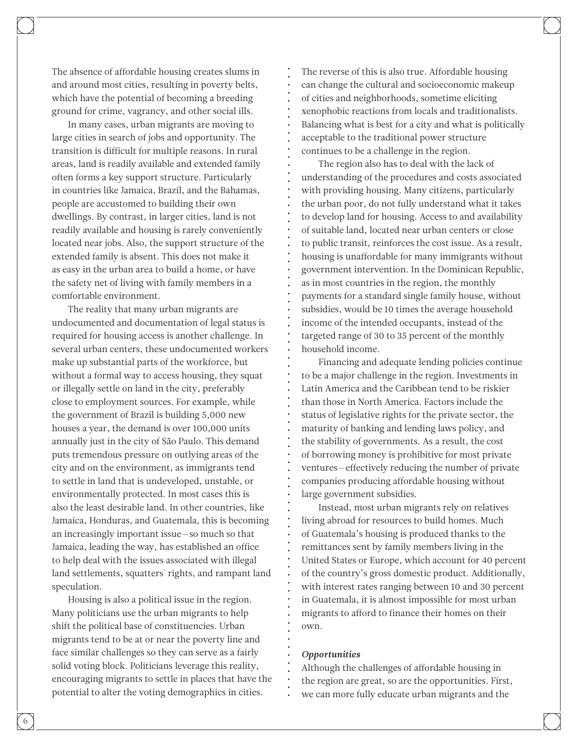The absence of affordable housing creates slums in and around most cities, resulting in poverty belts, which have the potential of becoming a breeding ground for crime, vagrancy, and other social ills.

In many cases, urban migrants are moving to large cities in search of jobs and opportunity. The transition is difficult for multiple reasons. In rural areas, land is readily available and extended family often forms a key support structure. Particularly in countries like Jamaica, Brazil, and the Bahamas, people are accustomed to building their own dwellings. By contrast, in larger cities, land is not readily available and housing is rarely conveniently located near jobs. Also, the support structure of the extended family is absent. This does not make it as easy in the urban area to build a home, or have the safety net of living with family members in a comfortable environment.

The reality that many urban migrants are undocumented and documentation of legal status is required for housing access is another challenge. In several urban centers, these undocumented workers make up substantial parts of the workforce, but without a formal way to access housing, they squat or illegally settle on land in the city, preferably close to employment sources. For example, while the government of Brazil is building 5,000 new houses a year, the demand is over 100,000 units annually just in the city of São Paulo. This demand puts tremendous pressure on outlying areas of the city and on the environment, as immigrants tend to settle in land that is undeveloped, unstable, or environmentally protected. In most cases this is also the least desirable land. In other countries, like Jamaica, Honduras, and Guatemala, this is becoming an increasingly important issue—so much so that Jamaica, leading the way, has established an office to help deal with the issues associated with illegal land settlements, squatters' rights, and rampant land speculation.

Housing is also a political issue in the region. Many politicians use the urban migrants to help shift the political base of constituencies. Urban migrants tend to be at or near the poverty line and face similar challenges so they can serve as a fairly solid voting block. Politicians leverage this reality, encouraging migrants to settle in places that have the potential to alter the voting demographics in cities.

The reverse of this is also true. Affordable housing can change the cultural and socioeconomic makeup of cities and neighborhoods, sometime eliciting xenophobic reactions from locals and traditionalists. Balancing what is best for a city and what is politically acceptable to the traditional power structure continues to be a challenge in the region.

The region also has to deal with the lack of understanding of the procedures and costs associated with providing housing. Many citizens, particularly the urban poor, do not fully understand what it takes to develop land for housing. Access to and availability of suitable land, located near urban centers or close to public transit, reinforces the cost issue. As a result, housing is unaffordable for many immigrants without government intervention. In the Dominican Republic, as in most countries in the region, the monthly payments for a standard single family house, without subsidies, would be 10 times the average household income of the intended occupants, instead of the targeted range of 30 to 35 percent of the monthly household income.

Financing and adequate lending policies continue to be a major challenge in the region. Investments in Latin America and the Caribbean tend to be riskier than those in North America. Factors include the status of legislative rights for the private sector, the maturity of banking and lending laws policy, and the stability of governments. As a result, the cost of borrowing money is prohibitive for most private ventures—effectively reducing the number of private companies producing affordable housing without large government subsidies.

Instead, most urban migrants rely on relatives living abroad for resources to build homes. Much of Guatemala's housing is produced thanks to the remittances sent by family members living in the United States or Europe, which account for 40 percent of the country's gross domestic product. Additionally, with interest rates ranging between 10 and 30 percent in Guatemala, it is almost impossible for most urban migrants to afford to finance their homes on their own.

***Opportunities***

Although the challenges of affordable housing in the region are great, so are the opportunities. First, we can more fully educate urban migrants and the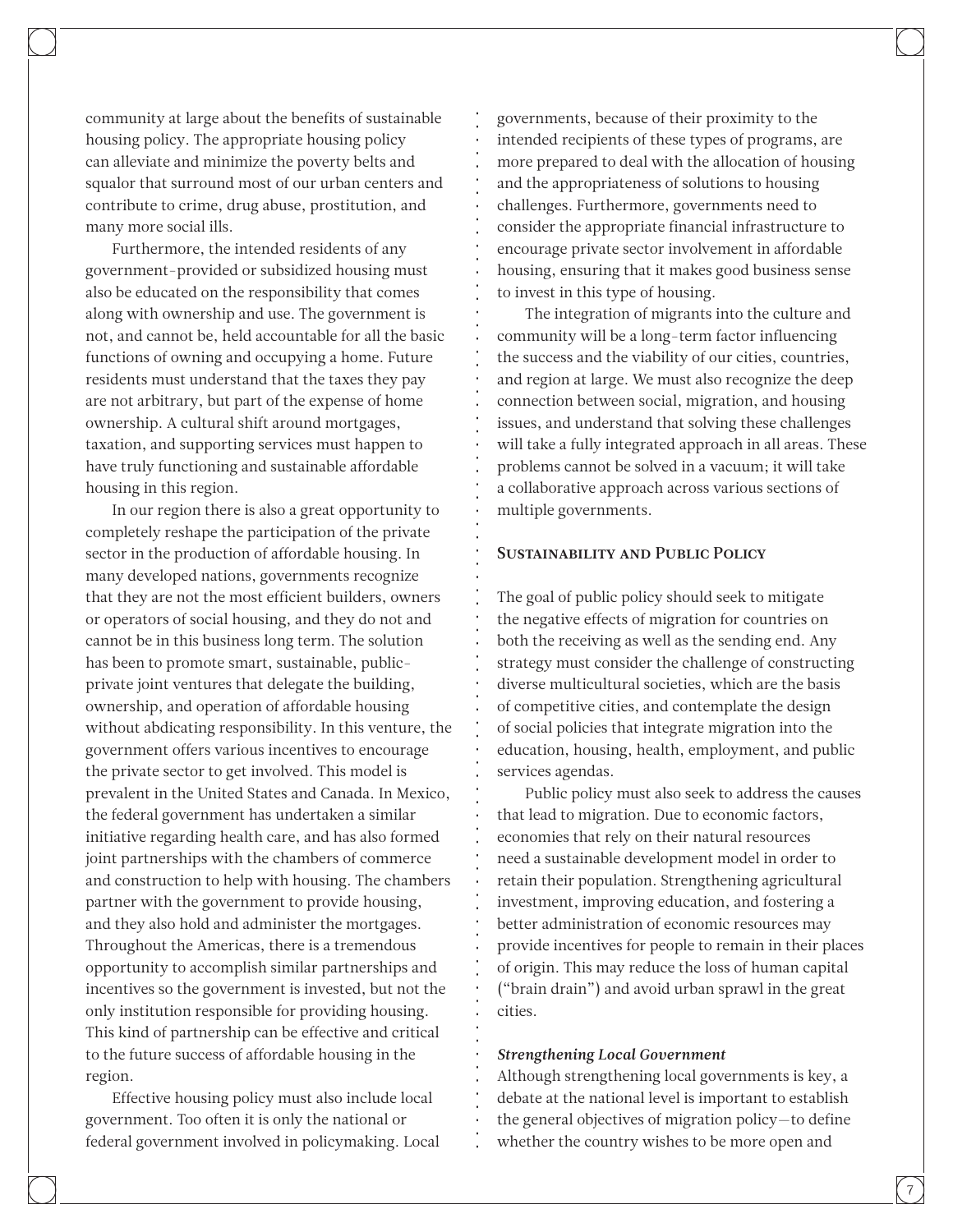community at large about the benefits of sustainable housing policy. The appropriate housing policy can alleviate and minimize the poverty belts and squalor that surround most of our urban centers and contribute to crime, drug abuse, prostitution, and many more social ills.

Furthermore, the intended residents of any government-provided or subsidized housing must also be educated on the responsibility that comes along with ownership and use. The government is not, and cannot be, held accountable for all the basic functions of owning and occupying a home. Future residents must understand that the taxes they pay are not arbitrary, but part of the expense of home ownership. A cultural shift around mortgages, taxation, and supporting services must happen to have truly functioning and sustainable affordable housing in this region.

In our region there is also a great opportunity to completely reshape the participation of the private sector in the production of affordable housing. In many developed nations, governments recognize that they are not the most efficient builders, owners or operators of social housing, and they do not and cannot be in this business long term. The solution has been to promote smart, sustainable, public-private joint ventures that delegate the building, ownership, and operation of affordable housing without abdicating responsibility. In this venture, the government offers various incentives to encourage the private sector to get involved. This model is prevalent in the United States and Canada. In Mexico, the federal government has undertaken a similar initiative regarding health care, and has also formed joint partnerships with the chambers of commerce and construction to help with housing. The chambers partner with the government to provide housing, and they also hold and administer the mortgages. Throughout the Americas, there is a tremendous opportunity to accomplish similar partnerships and incentives so the government is invested, but not the only institution responsible for providing housing. This kind of partnership can be effective and critical to the future success of affordable housing in the region.

Effective housing policy must also include local government. Too often it is only the national or federal government involved in policymaking. Local governments, because of their proximity to the intended recipients of these types of programs, are more prepared to deal with the allocation of housing and the appropriateness of solutions to housing challenges. Furthermore, governments need to consider the appropriate financial infrastructure to encourage private sector involvement in affordable housing, ensuring that it makes good business sense to invest in this type of housing.

The integration of migrants into the culture and community will be a long-term factor influencing the success and the viability of our cities, countries, and region at large. We must also recognize the deep connection between social, migration, and housing issues, and understand that solving these challenges will take a fully integrated approach in all areas. These problems cannot be solved in a vacuum; it will take a collaborative approach across various sections of multiple governments.

## Sustainability and Public Policy

The goal of public policy should seek to mitigate the negative effects of migration for countries on both the receiving as well as the sending end. Any strategy must consider the challenge of constructing diverse multicultural societies, which are the basis of competitive cities, and contemplate the design of social policies that integrate migration into the education, housing, health, employment, and public services agendas.

Public policy must also seek to address the causes that lead to migration. Due to economic factors, economies that rely on their natural resources need a sustainable development model in order to retain their population. Strengthening agricultural investment, improving education, and fostering a better administration of economic resources may provide incentives for people to remain in their places of origin. This may reduce the loss of human capital ("brain drain") and avoid urban sprawl in the great cities.

### *Strengthening Local Government*

Although strengthening local governments is key, a debate at the national level is important to establish the general objectives of migration policy—to define whether the country wishes to be more open and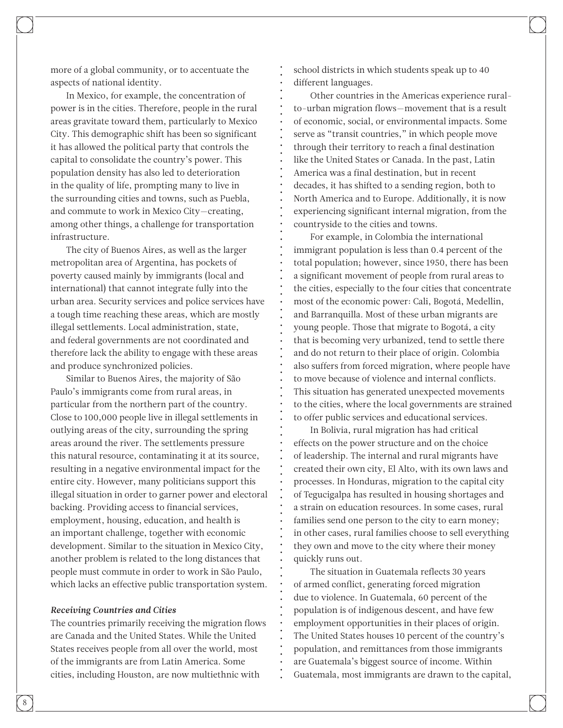more of a global community, or to accentuate the aspects of national identity.

In Mexico, for example, the concentration of power is in the cities. Therefore, people in the rural areas gravitate toward them, particularly to Mexico City. This demographic shift has been so significant it has allowed the political party that controls the capital to consolidate the country's power. This population density has also led to deterioration in the quality of life, prompting many to live in the surrounding cities and towns, such as Puebla, and commute to work in Mexico City—creating, among other things, a challenge for transportation infrastructure.

The city of Buenos Aires, as well as the larger metropolitan area of Argentina, has pockets of poverty caused mainly by immigrants (local and international) that cannot integrate fully into the urban area. Security services and police services have a tough time reaching these areas, which are mostly illegal settlements. Local administration, state, and federal governments are not coordinated and therefore lack the ability to engage with these areas and produce synchronized policies.

Similar to Buenos Aires, the majority of São Paulo's immigrants come from rural areas, in particular from the northern part of the country. Close to 100,000 people live in illegal settlements in outlying areas of the city, surrounding the spring areas around the river. The settlements pressure this natural resource, contaminating it at its source, resulting in a negative environmental impact for the entire city. However, many politicians support this illegal situation in order to garner power and electoral backing. Providing access to financial services, employment, housing, education, and health is an important challenge, together with economic development. Similar to the situation in Mexico City, another problem is related to the long distances that people must commute in order to work in São Paulo, which lacks an effective public transportation system.

***Receiving Countries and Cities***

The countries primarily receiving the migration flows are Canada and the United States. While the United States receives people from all over the world, most of the immigrants are from Latin America. Some cities, including Houston, are now multiethnic with school districts in which students speak up to 40 different languages.

Other countries in the Americas experience rural-to-urban migration flows—movement that is a result of economic, social, or environmental impacts. Some serve as "transit countries," in which people move through their territory to reach a final destination like the United States or Canada. In the past, Latin America was a final destination, but in recent decades, it has shifted to a sending region, both to North America and to Europe. Additionally, it is now experiencing significant internal migration, from the countryside to the cities and towns.

For example, in Colombia the international immigrant population is less than 0.4 percent of the total population; however, since 1950, there has been a significant movement of people from rural areas to the cities, especially to the four cities that concentrate most of the economic power: Cali, Bogotá, Medellin, and Barranquilla. Most of these urban migrants are young people. Those that migrate to Bogotá, a city that is becoming very urbanized, tend to settle there and do not return to their place of origin. Colombia also suffers from forced migration, where people have to move because of violence and internal conflicts. This situation has generated unexpected movements to the cities, where the local governments are strained to offer public services and educational services.

In Bolivia, rural migration has had critical effects on the power structure and on the choice of leadership. The internal and rural migrants have created their own city, El Alto, with its own laws and processes. In Honduras, migration to the capital city of Tegucigalpa has resulted in housing shortages and a strain on education resources. In some cases, rural families send one person to the city to earn money; in other cases, rural families choose to sell everything they own and move to the city where their money quickly runs out.

The situation in Guatemala reflects 30 years of armed conflict, generating forced migration due to violence. In Guatemala, 60 percent of the population is of indigenous descent, and have few employment opportunities in their places of origin. The United States houses 10 percent of the country's population, and remittances from those immigrants are Guatemala's biggest source of income. Within Guatemala, most immigrants are drawn to the capital,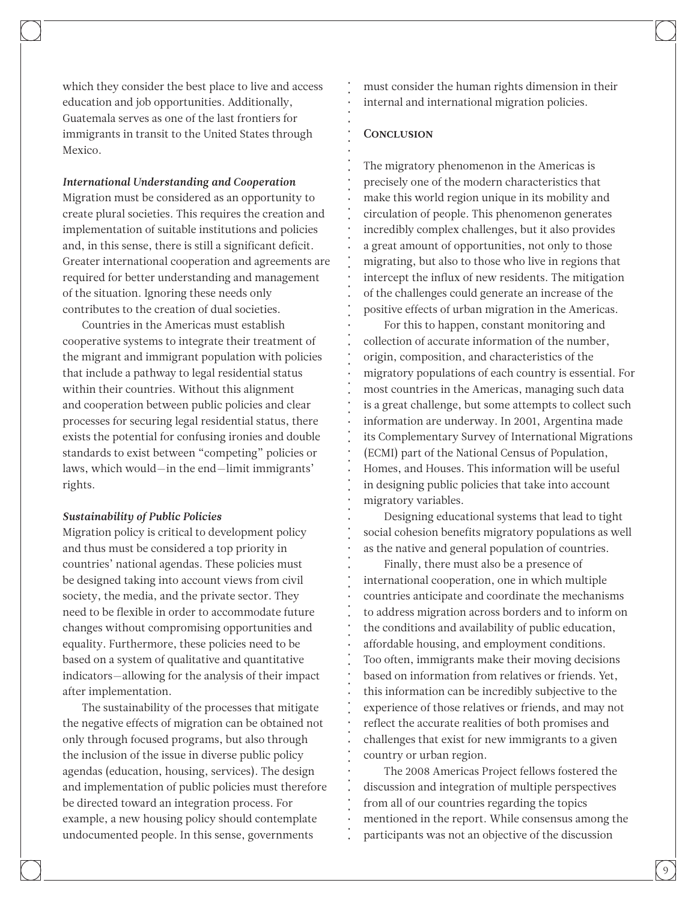which they consider the best place to live and access education and job opportunities. Additionally, Guatemala serves as one of the last frontiers for immigrants in transit to the United States through Mexico.

***International Understanding and Cooperation***

Migration must be considered as an opportunity to create plural societies. This requires the creation and implementation of suitable institutions and policies and, in this sense, there is still a significant deficit. Greater international cooperation and agreements are required for better understanding and management of the situation. Ignoring these needs only contributes to the creation of dual societies.

Countries in the Americas must establish cooperative systems to integrate their treatment of the migrant and immigrant population with policies that include a pathway to legal residential status within their countries. Without this alignment and cooperation between public policies and clear processes for securing legal residential status, there exists the potential for confusing ironies and double standards to exist between "competing" policies or laws, which would—in the end—limit immigrants' rights.

***Sustainability of Public Policies***

Migration policy is critical to development policy and thus must be considered a top priority in countries' national agendas. These policies must be designed taking into account views from civil society, the media, and the private sector. They need to be flexible in order to accommodate future changes without compromising opportunities and equality. Furthermore, these policies need to be based on a system of qualitative and quantitative indicators—allowing for the analysis of their impact after implementation.

The sustainability of the processes that mitigate the negative effects of migration can be obtained not only through focused programs, but also through the inclusion of the issue in diverse public policy agendas (education, housing, services). The design and implementation of public policies must therefore be directed toward an integration process. For example, a new housing policy should contemplate undocumented people. In this sense, governments must consider the human rights dimension in their internal and international migration policies.

## Conclusion

The migratory phenomenon in the Americas is precisely one of the modern characteristics that make this world region unique in its mobility and circulation of people. This phenomenon generates incredibly complex challenges, but it also provides a great amount of opportunities, not only to those migrating, but also to those who live in regions that intercept the influx of new residents. The mitigation of the challenges could generate an increase of the positive effects of urban migration in the Americas.

For this to happen, constant monitoring and collection of accurate information of the number, origin, composition, and characteristics of the migratory populations of each country is essential. For most countries in the Americas, managing such data is a great challenge, but some attempts to collect such information are underway. In 2001, Argentina made its Complementary Survey of International Migrations (ECMI) part of the National Census of Population, Homes, and Houses. This information will be useful in designing public policies that take into account migratory variables.

Designing educational systems that lead to tight social cohesion benefits migratory populations as well as the native and general population of countries.

Finally, there must also be a presence of international cooperation, one in which multiple countries anticipate and coordinate the mechanisms to address migration across borders and to inform on the conditions and availability of public education, affordable housing, and employment conditions. Too often, immigrants make their moving decisions based on information from relatives or friends. Yet, this information can be incredibly subjective to the experience of those relatives or friends, and may not reflect the accurate realities of both promises and challenges that exist for new immigrants to a given country or urban region.

The 2008 Americas Project fellows fostered the discussion and integration of multiple perspectives from all of our countries regarding the topics mentioned in the report. While consensus among the participants was not an objective of the discussion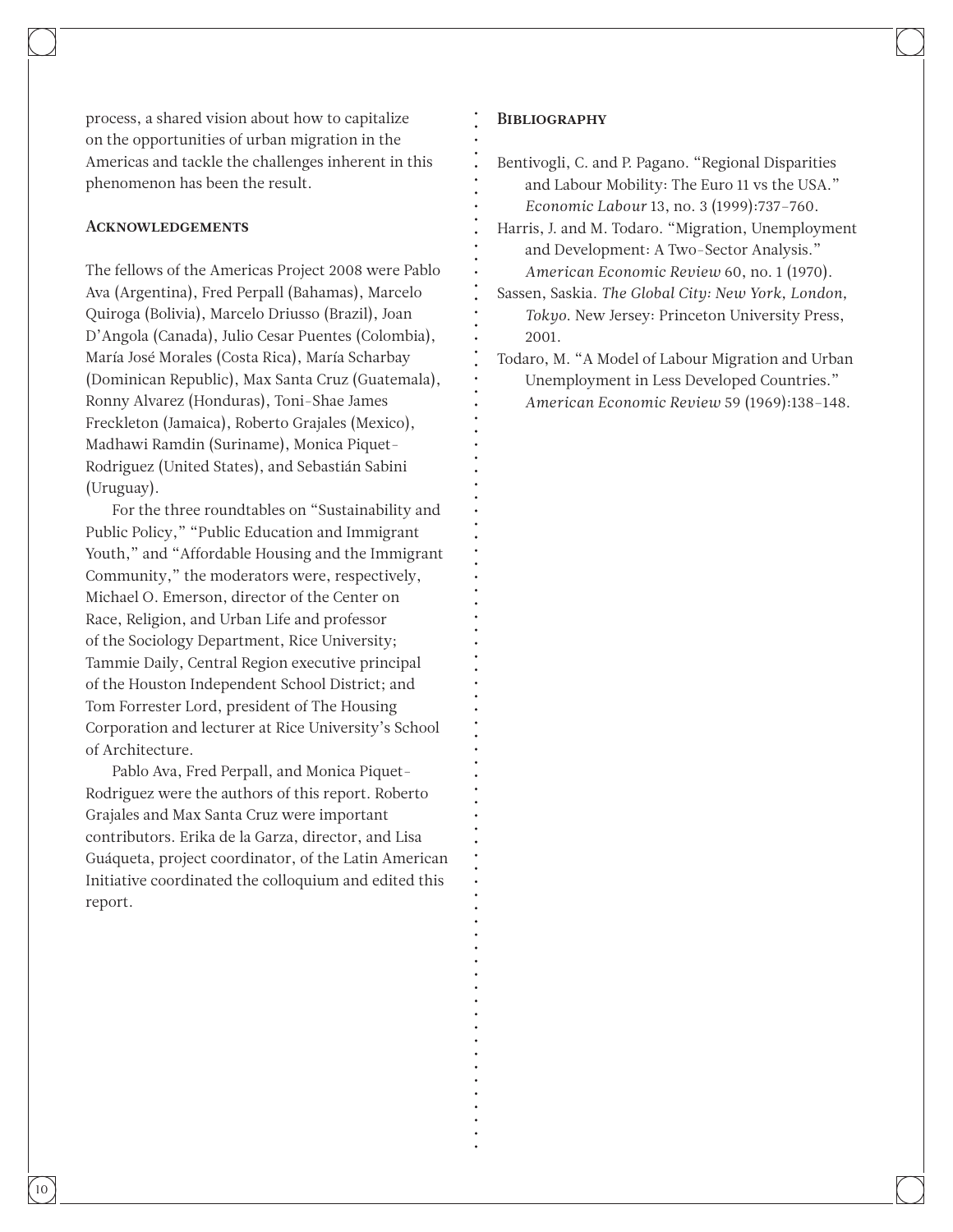process, a shared vision about how to capitalize on the opportunities of urban migration in the Americas and tackle the challenges inherent in this phenomenon has been the result.

## Acknowledgements

The fellows of the Americas Project 2008 were Pablo Ava (Argentina), Fred Perpall (Bahamas), Marcelo Quiroga (Bolivia), Marcelo Driusso (Brazil), Joan D'Angola (Canada), Julio Cesar Puentes (Colombia), María José Morales (Costa Rica), María Scharbay (Dominican Republic), Max Santa Cruz (Guatemala), Ronny Alvarez (Honduras), Toni-Shae James Freckleton (Jamaica), Roberto Grajales (Mexico), Madhawi Ramdin (Suriname), Monica Piquet-Rodriguez (United States), and Sebastián Sabini (Uruguay).

For the three roundtables on "Sustainability and Public Policy," "Public Education and Immigrant Youth," and "Affordable Housing and the Immigrant Community," the moderators were, respectively, Michael O. Emerson, director of the Center on Race, Religion, and Urban Life and professor of the Sociology Department, Rice University; Tammie Daily, Central Region executive principal of the Houston Independent School District; and Tom Forrester Lord, president of The Housing Corporation and lecturer at Rice University's School of Architecture.

Pablo Ava, Fred Perpall, and Monica Piquet-Rodriguez were the authors of this report. Roberto Grajales and Max Santa Cruz were important contributors. Erika de la Garza, director, and Lisa Guáqueta, project coordinator, of the Latin American Initiative coordinated the colloquium and edited this report.

## Bibliography

Bentivogli, C. and P. Pagano. "Regional Disparities and Labour Mobility: The Euro 11 vs the USA." *Economic Labour* 13, no. 3 (1999):737–760.

Harris, J. and M. Todaro. "Migration, Unemployment and Development: A Two-Sector Analysis." *American Economic Review* 60, no. 1 (1970).

Sassen, Saskia. *The Global City: New York, London, Tokyo.* New Jersey: Princeton University Press, 2001.

Todaro, M. "A Model of Labour Migration and Urban Unemployment in Less Developed Countries." *American Economic Review* 59 (1969):138–148.